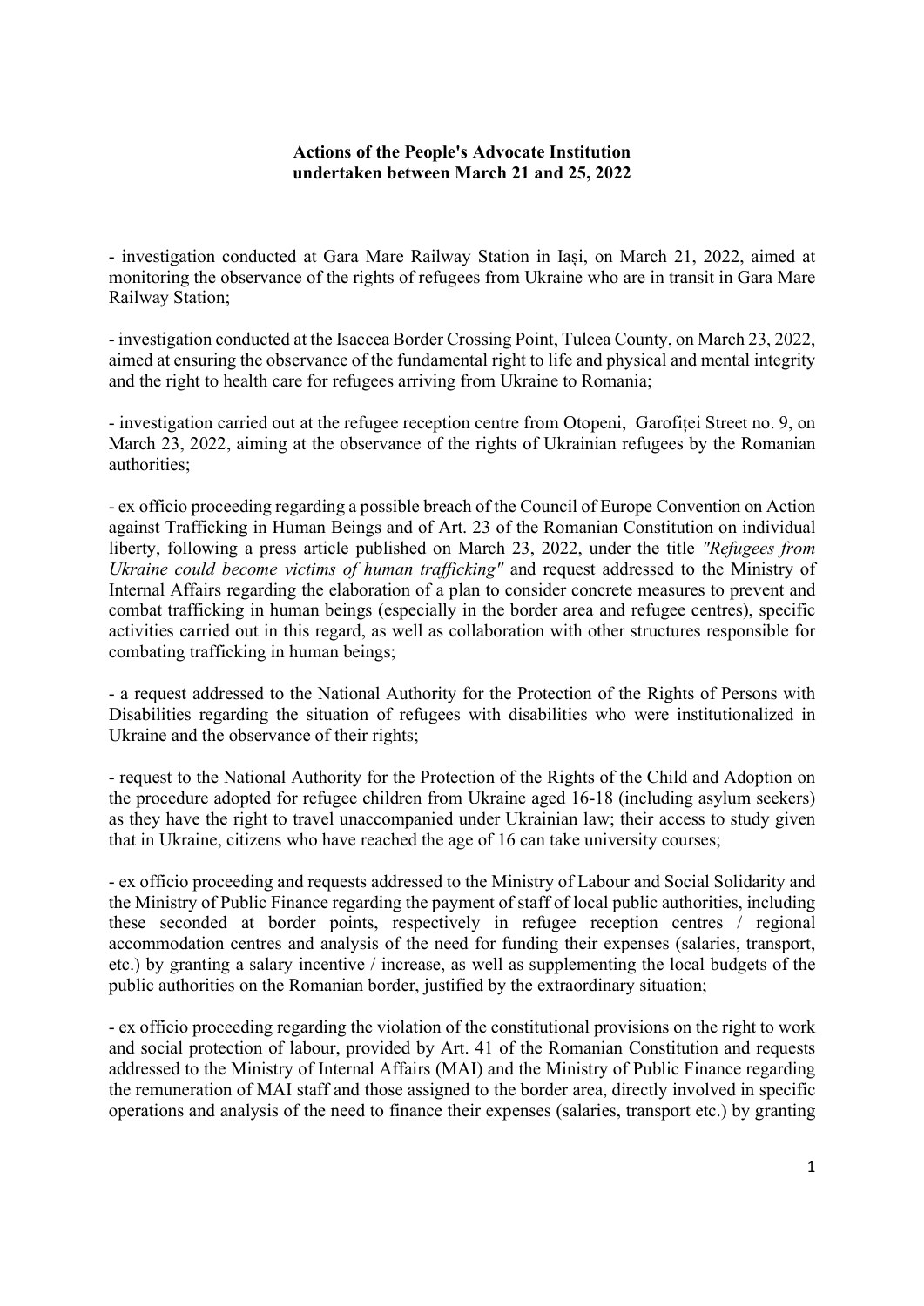**Actions of the People's Advocate Institution undertaken between March 21 and 25, 2022**

- investigation conducted at Gara Mare Railway Station in Iași, on March 21, 2022, aimed at monitoring the observance of the rights of refugees from Ukraine who are in transit in Gara Mare Railway Station;

- investigation conducted at the Isaccea Border Crossing Point, Tulcea County, on March 23, 2022, aimed at ensuring the observance of the fundamental right to life and physical and mental integrity and the right to health care for refugees arriving from Ukraine to Romania;

- investigation carried out at the refugee reception centre from Otopeni, Garofiței Street no. 9, on March 23, 2022, aiming at the observance of the rights of Ukrainian refugees by the Romanian authorities;

- ex officio proceeding regarding a possible breach of the Council of Europe Convention on Action against Trafficking in Human Beings and of Art. 23 of the Romanian Constitution on individual liberty, following a press article published on March 23, 2022, under the title *"Refugees from Ukraine could become victims of human trafficking"* and request addressed to the Ministry of Internal Affairs regarding the elaboration of a plan to consider concrete measures to prevent and combat trafficking in human beings (especially in the border area and refugee centres), specific activities carried out in this regard, as well as collaboration with other structures responsible for combating trafficking in human beings;

- a request addressed to the National Authority for the Protection of the Rights of Persons with Disabilities regarding the situation of refugees with disabilities who were institutionalized in Ukraine and the observance of their rights;

- request to the National Authority for the Protection of the Rights of the Child and Adoption on the procedure adopted for refugee children from Ukraine aged 16-18 (including asylum seekers) as they have the right to travel unaccompanied under Ukrainian law; their access to study given that in Ukraine, citizens who have reached the age of 16 can take university courses;

- ex officio proceeding and requests addressed to the Ministry of Labour and Social Solidarity and the Ministry of Public Finance regarding the payment of staff of local public authorities, including these seconded at border points, respectively in refugee reception centres / regional accommodation centres and analysis of the need for funding their expenses (salaries, transport, etc.) by granting a salary incentive / increase, as well as supplementing the local budgets of the public authorities on the Romanian border, justified by the extraordinary situation;

- ex officio proceeding regarding the violation of the constitutional provisions on the right to work and social protection of labour, provided by Art. 41 of the Romanian Constitution and requests addressed to the Ministry of Internal Affairs (MAI) and the Ministry of Public Finance regarding the remuneration of MAI staff and those assigned to the border area, directly involved in specific operations and analysis of the need to finance their expenses (salaries, transport etc.) by granting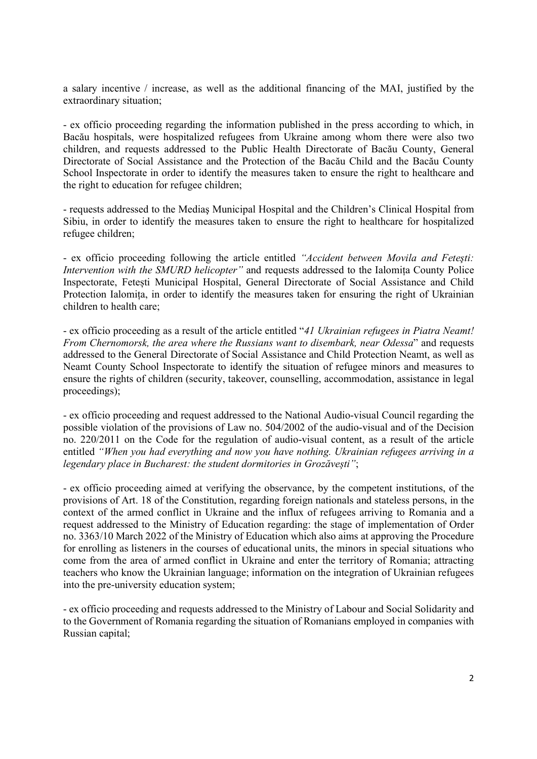a salary incentive / increase, as well as the additional financing of the MAI, justified by the extraordinary situation;

- ex officio proceeding regarding the information published in the press according to which, in Bacău hospitals, were hospitalized refugees from Ukraine among whom there were also two children, and requests addressed to the Public Health Directorate of Bacău County, General Directorate of Social Assistance and the Protection of the Bacău Child and the Bacău County School Inspectorate in order to identify the measures taken to ensure the right to healthcare and the right to education for refugee children;

- requests addressed to the Mediaş Municipal Hospital and the Children's Clinical Hospital from Sibiu, in order to identify the measures taken to ensure the right to healthcare for hospitalized refugee children;

- ex officio proceeding following the article entitled *"Accident between Movila and Fetești: Intervention with the SMURD helicopter"* and requests addressed to the Ialomița County Police Inspectorate, Fetești Municipal Hospital, General Directorate of Social Assistance and Child Protection Ialomița, in order to identify the measures taken for ensuring the right of Ukrainian children to health care;

- ex officio proceeding as a result of the article entitled "*41 Ukrainian refugees in Piatra Neamt! From Chernomorsk, the area where the Russians want to disembark, near Odessa*" and requests addressed to the General Directorate of Social Assistance and Child Protection Neamt, as well as Neamt County School Inspectorate to identify the situation of refugee minors and measures to ensure the rights of children (security, takeover, counselling, accommodation, assistance in legal proceedings);

- ex officio proceeding and request addressed to the National Audio-visual Council regarding the possible violation of the provisions of Law no. 504/2002 of the audio-visual and of the Decision no. 220/2011 on the Code for the regulation of audio-visual content, as a result of the article entitled *"When you had everything and now you have nothing. Ukrainian refugees arriving in a legendary place in Bucharest: the student dormitories in Grozăvești"*;

- ex officio proceeding aimed at verifying the observance, by the competent institutions, of the provisions of Art. 18 of the Constitution, regarding foreign nationals and stateless persons, in the context of the armed conflict in Ukraine and the influx of refugees arriving to Romania and a request addressed to the Ministry of Education regarding: the stage of implementation of Order no. 3363/10 March 2022 of the Ministry of Education which also aims at approving the Procedure for enrolling as listeners in the courses of educational units, the minors in special situations who come from the area of armed conflict in Ukraine and enter the territory of Romania; attracting teachers who know the Ukrainian language; information on the integration of Ukrainian refugees into the pre-university education system;

- ex officio proceeding and requests addressed to the Ministry of Labour and Social Solidarity and to the Government of Romania regarding the situation of Romanians employed in companies with Russian capital;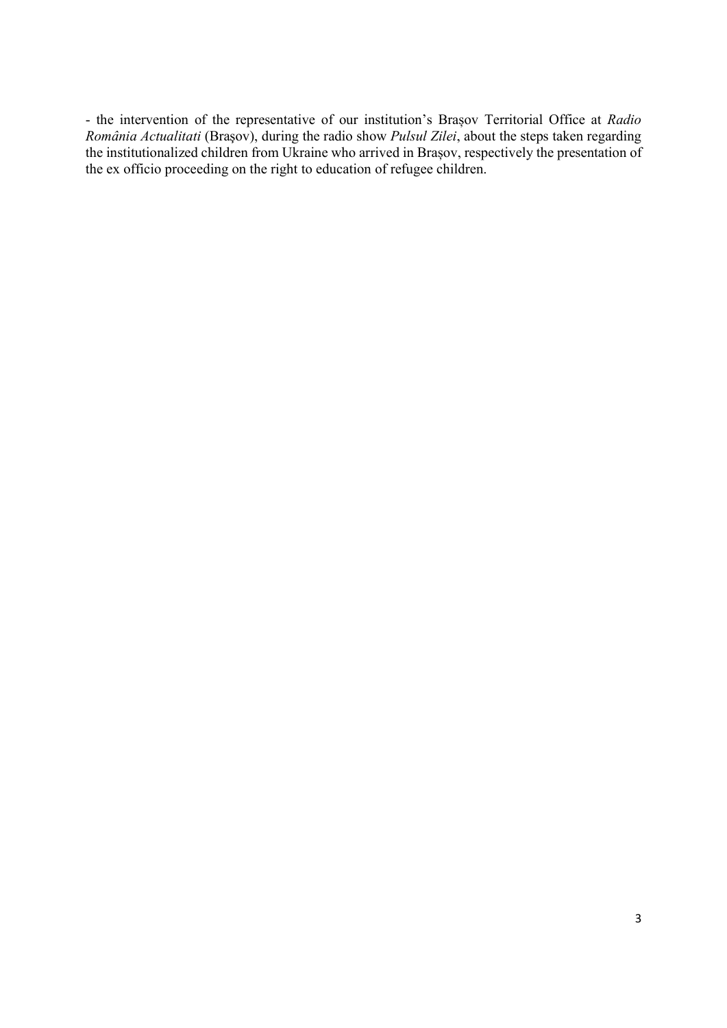- the intervention of the representative of our institution's Brașov Territorial Office at *Radio România Actualitati* (Brașov), during the radio show *Pulsul Zilei*, about the steps taken regarding the institutionalized children from Ukraine who arrived in Brașov, respectively the presentation of the ex officio proceeding on the right to education of refugee children.